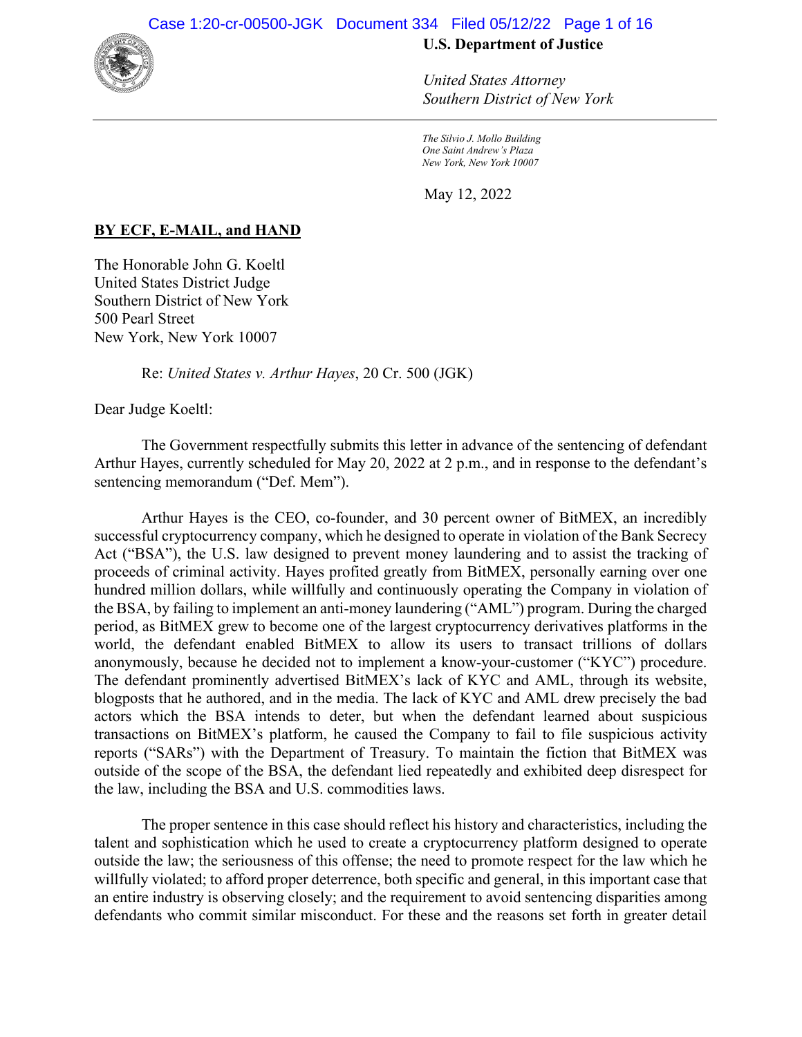**U.S. Department of Justice**

*United States Attorney*
*Southern District of New York*

*The Silvio J. Mollo Building*
*One Saint Andrew's Plaza*
*New York, New York 10007*

May 12, 2022

**BY ECF, E-MAIL, and HAND**

The Honorable John G. Koeltl
United States District Judge
Southern District of New York
500 Pearl Street
New York, New York 10007

Re: *United States v. Arthur Hayes*, 20 Cr. 500 (JGK)

Dear Judge Koeltl:

The Government respectfully submits this letter in advance of the sentencing of defendant Arthur Hayes, currently scheduled for May 20, 2022 at 2 p.m., and in response to the defendant's sentencing memorandum ("Def. Mem").

Arthur Hayes is the CEO, co-founder, and 30 percent owner of BitMEX, an incredibly successful cryptocurrency company, which he designed to operate in violation of the Bank Secrecy Act ("BSA"), the U.S. law designed to prevent money laundering and to assist the tracking of proceeds of criminal activity. Hayes profited greatly from BitMEX, personally earning over one hundred million dollars, while willfully and continuously operating the Company in violation of the BSA, by failing to implement an anti-money laundering ("AML") program. During the charged period, as BitMEX grew to become one of the largest cryptocurrency derivatives platforms in the world, the defendant enabled BitMEX to allow its users to transact trillions of dollars anonymously, because he decided not to implement a know-your-customer ("KYC") procedure. The defendant prominently advertised BitMEX's lack of KYC and AML, through its website, blogposts that he authored, and in the media. The lack of KYC and AML drew precisely the bad actors which the BSA intends to deter, but when the defendant learned about suspicious transactions on BitMEX's platform, he caused the Company to fail to file suspicious activity reports ("SARs") with the Department of Treasury. To maintain the fiction that BitMEX was outside of the scope of the BSA, the defendant lied repeatedly and exhibited deep disrespect for the law, including the BSA and U.S. commodities laws.

The proper sentence in this case should reflect his history and characteristics, including the talent and sophistication which he used to create a cryptocurrency platform designed to operate outside the law; the seriousness of this offense; the need to promote respect for the law which he willfully violated; to afford proper deterrence, both specific and general, in this important case that an entire industry is observing closely; and the requirement to avoid sentencing disparities among defendants who commit similar misconduct. For these and the reasons set forth in greater detail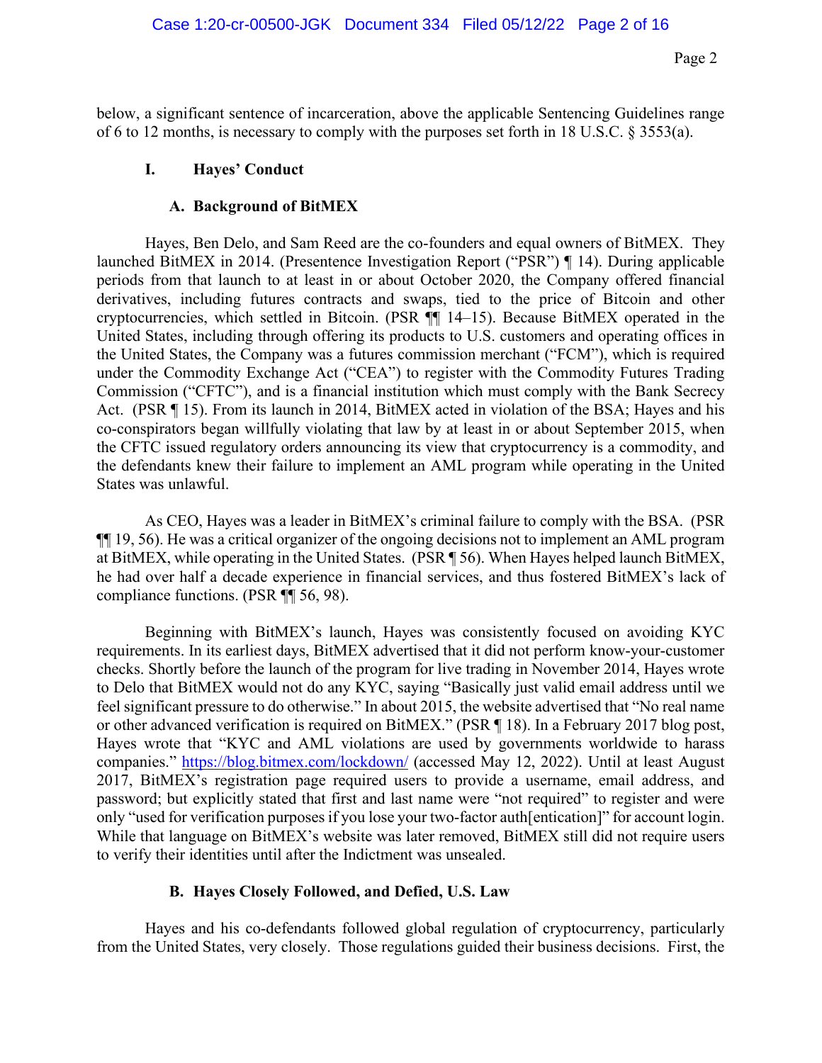below, a significant sentence of incarceration, above the applicable Sentencing Guidelines range of 6 to 12 months, is necessary to comply with the purposes set forth in 18 U.S.C. § 3553(a).

## I. Hayes' Conduct

### A. Background of BitMEX

Hayes, Ben Delo, and Sam Reed are the co-founders and equal owners of BitMEX. They launched BitMEX in 2014. (Presentence Investigation Report ("PSR") ¶ 14). During applicable periods from that launch to at least in or about October 2020, the Company offered financial derivatives, including futures contracts and swaps, tied to the price of Bitcoin and other cryptocurrencies, which settled in Bitcoin. (PSR ¶¶ 14–15). Because BitMEX operated in the United States, including through offering its products to U.S. customers and operating offices in the United States, the Company was a futures commission merchant ("FCM"), which is required under the Commodity Exchange Act ("CEA") to register with the Commodity Futures Trading Commission ("CFTC"), and is a financial institution which must comply with the Bank Secrecy Act. (PSR ¶ 15). From its launch in 2014, BitMEX acted in violation of the BSA; Hayes and his co-conspirators began willfully violating that law by at least in or about September 2015, when the CFTC issued regulatory orders announcing its view that cryptocurrency is a commodity, and the defendants knew their failure to implement an AML program while operating in the United States was unlawful.

As CEO, Hayes was a leader in BitMEX's criminal failure to comply with the BSA. (PSR ¶¶ 19, 56). He was a critical organizer of the ongoing decisions not to implement an AML program at BitMEX, while operating in the United States. (PSR ¶ 56). When Hayes helped launch BitMEX, he had over half a decade experience in financial services, and thus fostered BitMEX's lack of compliance functions. (PSR ¶¶ 56, 98).

Beginning with BitMEX's launch, Hayes was consistently focused on avoiding KYC requirements. In its earliest days, BitMEX advertised that it did not perform know-your-customer checks. Shortly before the launch of the program for live trading in November 2014, Hayes wrote to Delo that BitMEX would not do any KYC, saying "Basically just valid email address until we feel significant pressure to do otherwise." In about 2015, the website advertised that "No real name or other advanced verification is required on BitMEX." (PSR ¶ 18). In a February 2017 blog post, Hayes wrote that "KYC and AML violations are used by governments worldwide to harass companies." https://blog.bitmex.com/lockdown/ (accessed May 12, 2022). Until at least August 2017, BitMEX's registration page required users to provide a username, email address, and password; but explicitly stated that first and last name were "not required" to register and were only "used for verification purposes if you lose your two-factor auth[entication]" for account login. While that language on BitMEX's website was later removed, BitMEX still did not require users to verify their identities until after the Indictment was unsealed.

### B. Hayes Closely Followed, and Defied, U.S. Law

Hayes and his co-defendants followed global regulation of cryptocurrency, particularly from the United States, very closely. Those regulations guided their business decisions. First, the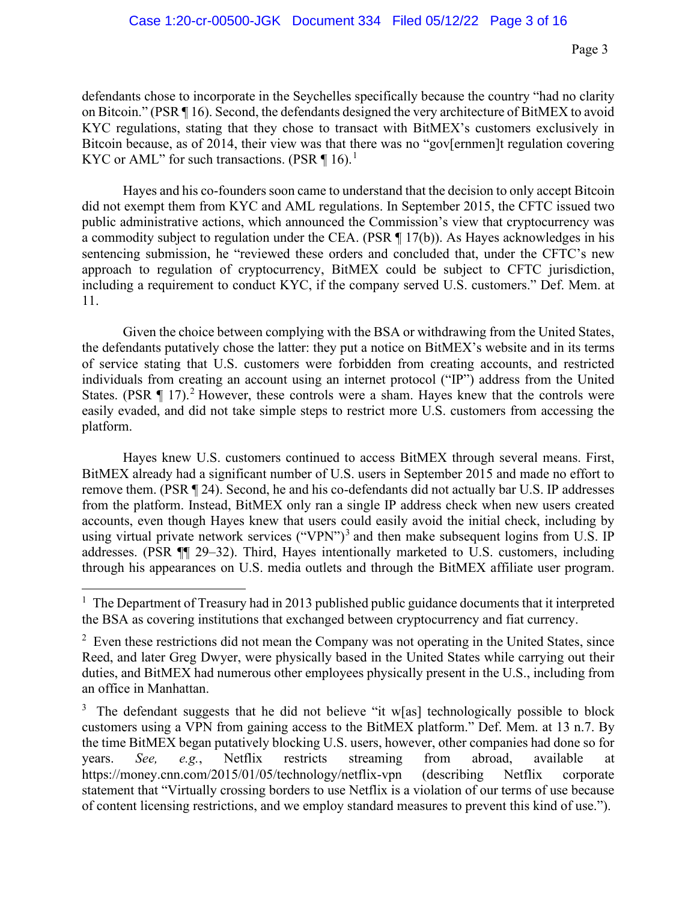defendants chose to incorporate in the Seychelles specifically because the country "had no clarity on Bitcoin." (PSR ¶ 16). Second, the defendants designed the very architecture of BitMEX to avoid KYC regulations, stating that they chose to transact with BitMEX's customers exclusively in Bitcoin because, as of 2014, their view was that there was no "gov[ernmen]t regulation covering KYC or AML" for such transactions. (PSR ¶ 16).[1]

Hayes and his co-founders soon came to understand that the decision to only accept Bitcoin did not exempt them from KYC and AML regulations. In September 2015, the CFTC issued two public administrative actions, which announced the Commission's view that cryptocurrency was a commodity subject to regulation under the CEA. (PSR ¶ 17(b)). As Hayes acknowledges in his sentencing submission, he "reviewed these orders and concluded that, under the CFTC's new approach to regulation of cryptocurrency, BitMEX could be subject to CFTC jurisdiction, including a requirement to conduct KYC, if the company served U.S. customers." Def. Mem. at 11.

Given the choice between complying with the BSA or withdrawing from the United States, the defendants putatively chose the latter: they put a notice on BitMEX's website and in its terms of service stating that U.S. customers were forbidden from creating accounts, and restricted individuals from creating an account using an internet protocol ("IP") address from the United States. (PSR ¶ 17).[2] However, these controls were a sham. Hayes knew that the controls were easily evaded, and did not take simple steps to restrict more U.S. customers from accessing the platform.

Hayes knew U.S. customers continued to access BitMEX through several means. First, BitMEX already had a significant number of U.S. users in September 2015 and made no effort to remove them. (PSR ¶ 24). Second, he and his co-defendants did not actually bar U.S. IP addresses from the platform. Instead, BitMEX only ran a single IP address check when new users created accounts, even though Hayes knew that users could easily avoid the initial check, including by using virtual private network services ("VPN")[3] and then make subsequent logins from U.S. IP addresses. (PSR ¶¶ 29–32). Third, Hayes intentionally marketed to U.S. customers, including through his appearances on U.S. media outlets and through the BitMEX affiliate user program.

---

[1] The Department of Treasury had in 2013 published public guidance documents that it interpreted the BSA as covering institutions that exchanged between cryptocurrency and fiat currency.

[2] Even these restrictions did not mean the Company was not operating in the United States, since Reed, and later Greg Dwyer, were physically based in the United States while carrying out their duties, and BitMEX had numerous other employees physically present in the U.S., including from an office in Manhattan.

[3] The defendant suggests that he did not believe "it w[as] technologically possible to block customers using a VPN from gaining access to the BitMEX platform." Def. Mem. at 13 n.7. By the time BitMEX began putatively blocking U.S. users, however, other companies had done so for years. *See, e.g.*, Netflix restricts streaming from abroad, available at https://money.cnn.com/2015/01/05/technology/netflix-vpn (describing Netflix corporate statement that "Virtually crossing borders to use Netflix is a violation of our terms of use because of content licensing restrictions, and we employ standard measures to prevent this kind of use.").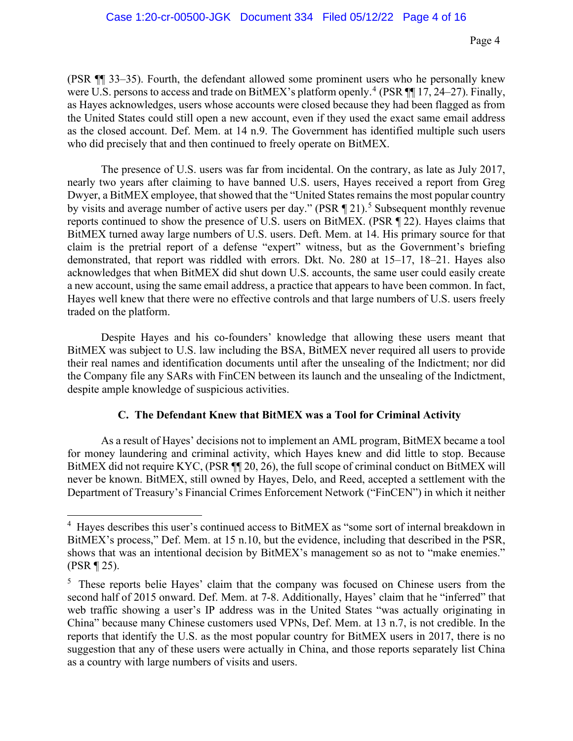(PSR ¶¶ 33–35). Fourth, the defendant allowed some prominent users who he personally knew were U.S. persons to access and trade on BitMEX's platform openly.[4] (PSR ¶¶ 17, 24–27). Finally, as Hayes acknowledges, users whose accounts were closed because they had been flagged as from the United States could still open a new account, even if they used the exact same email address as the closed account. Def. Mem. at 14 n.9. The Government has identified multiple such users who did precisely that and then continued to freely operate on BitMEX.

The presence of U.S. users was far from incidental. On the contrary, as late as July 2017, nearly two years after claiming to have banned U.S. users, Hayes received a report from Greg Dwyer, a BitMEX employee, that showed that the "United States remains the most popular country by visits and average number of active users per day." (PSR ¶ 21).[5] Subsequent monthly revenue reports continued to show the presence of U.S. users on BitMEX. (PSR ¶ 22). Hayes claims that BitMEX turned away large numbers of U.S. users. Deft. Mem. at 14. His primary source for that claim is the pretrial report of a defense "expert" witness, but as the Government's briefing demonstrated, that report was riddled with errors. Dkt. No. 280 at 15–17, 18–21. Hayes also acknowledges that when BitMEX did shut down U.S. accounts, the same user could easily create a new account, using the same email address, a practice that appears to have been common. In fact, Hayes well knew that there were no effective controls and that large numbers of U.S. users freely traded on the platform.

Despite Hayes and his co-founders' knowledge that allowing these users meant that BitMEX was subject to U.S. law including the BSA, BitMEX never required all users to provide their real names and identification documents until after the unsealing of the Indictment; nor did the Company file any SARs with FinCEN between its launch and the unsealing of the Indictment, despite ample knowledge of suspicious activities.

### C. The Defendant Knew that BitMEX was a Tool for Criminal Activity

As a result of Hayes' decisions not to implement an AML program, BitMEX became a tool for money laundering and criminal activity, which Hayes knew and did little to stop. Because BitMEX did not require KYC, (PSR ¶¶ 20, 26), the full scope of criminal conduct on BitMEX will never be known. BitMEX, still owned by Hayes, Delo, and Reed, accepted a settlement with the Department of Treasury's Financial Crimes Enforcement Network ("FinCEN") in which it neither

---

[4] Hayes describes this user's continued access to BitMEX as "some sort of internal breakdown in BitMEX's process," Def. Mem. at 15 n.10, but the evidence, including that described in the PSR, shows that was an intentional decision by BitMEX's management so as not to "make enemies." (PSR ¶ 25).

[5] These reports belie Hayes' claim that the company was focused on Chinese users from the second half of 2015 onward. Def. Mem. at 7-8. Additionally, Hayes' claim that he "inferred" that web traffic showing a user's IP address was in the United States "was actually originating in China" because many Chinese customers used VPNs, Def. Mem. at 13 n.7, is not credible. In the reports that identify the U.S. as the most popular country for BitMEX users in 2017, there is no suggestion that any of these users were actually in China, and those reports separately list China as a country with large numbers of visits and users.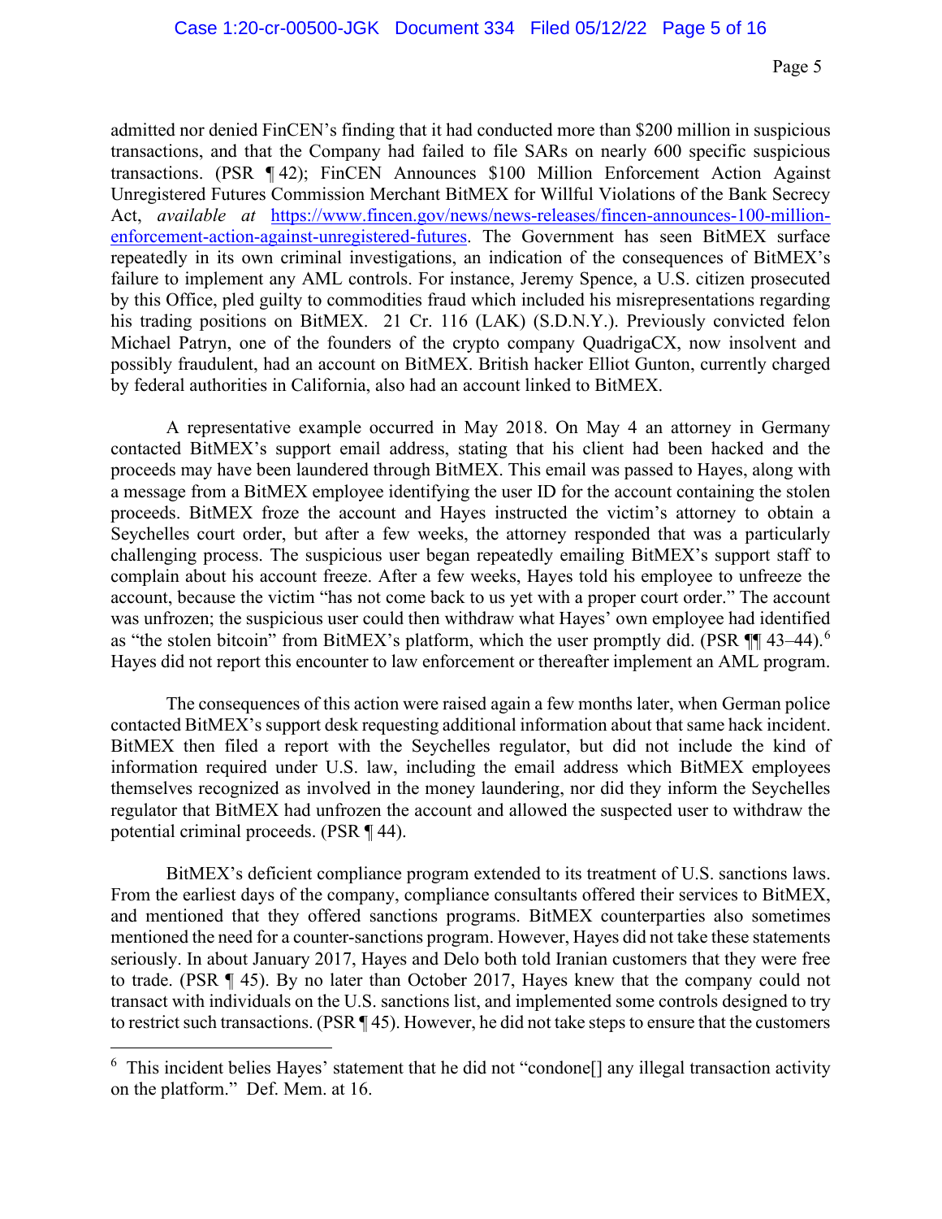admitted nor denied FinCEN's finding that it had conducted more than $200 million in suspicious transactions, and that the Company had failed to file SARs on nearly 600 specific suspicious transactions. (PSR ¶ 42); FinCEN Announces $100 Million Enforcement Action Against Unregistered Futures Commission Merchant BitMEX for Willful Violations of the Bank Secrecy Act, *available at* [https://www.fincen.gov/news/news-releases/fincen-announces-100-million-enforcement-action-against-unregistered-futures](https://www.fincen.gov/news/news-releases/fincen-announces-100-million-enforcement-action-against-unregistered-futures). The Government has seen BitMEX surface repeatedly in its own criminal investigations, an indication of the consequences of BitMEX's failure to implement any AML controls. For instance, Jeremy Spence, a U.S. citizen prosecuted by this Office, pled guilty to commodities fraud which included his misrepresentations regarding his trading positions on BitMEX. 21 Cr. 116 (LAK) (S.D.N.Y.). Previously convicted felon Michael Patryn, one of the founders of the crypto company QuadrigaCX, now insolvent and possibly fraudulent, had an account on BitMEX. British hacker Elliot Gunton, currently charged by federal authorities in California, also had an account linked to BitMEX.

A representative example occurred in May 2018. On May 4 an attorney in Germany contacted BitMEX's support email address, stating that his client had been hacked and the proceeds may have been laundered through BitMEX. This email was passed to Hayes, along with a message from a BitMEX employee identifying the user ID for the account containing the stolen proceeds. BitMEX froze the account and Hayes instructed the victim's attorney to obtain a Seychelles court order, but after a few weeks, the attorney responded that was a particularly challenging process. The suspicious user began repeatedly emailing BitMEX's support staff to complain about his account freeze. After a few weeks, Hayes told his employee to unfreeze the account, because the victim "has not come back to us yet with a proper court order." The account was unfrozen; the suspicious user could then withdraw what Hayes' own employee had identified as "the stolen bitcoin" from BitMEX's platform, which the user promptly did. (PSR ¶¶ 43–44).[6] Hayes did not report this encounter to law enforcement or thereafter implement an AML program.

The consequences of this action were raised again a few months later, when German police contacted BitMEX's support desk requesting additional information about that same hack incident. BitMEX then filed a report with the Seychelles regulator, but did not include the kind of information required under U.S. law, including the email address which BitMEX employees themselves recognized as involved in the money laundering, nor did they inform the Seychelles regulator that BitMEX had unfrozen the account and allowed the suspected user to withdraw the potential criminal proceeds. (PSR ¶ 44).

BitMEX's deficient compliance program extended to its treatment of U.S. sanctions laws. From the earliest days of the company, compliance consultants offered their services to BitMEX, and mentioned that they offered sanctions programs. BitMEX counterparties also sometimes mentioned the need for a counter-sanctions program. However, Hayes did not take these statements seriously. In about January 2017, Hayes and Delo both told Iranian customers that they were free to trade. (PSR ¶ 45). By no later than October 2017, Hayes knew that the company could not transact with individuals on the U.S. sanctions list, and implemented some controls designed to try to restrict such transactions. (PSR ¶ 45). However, he did not take steps to ensure that the customers

---

[6] This incident belies Hayes' statement that he did not "condone[] any illegal transaction activity on the platform." Def. Mem. at 16.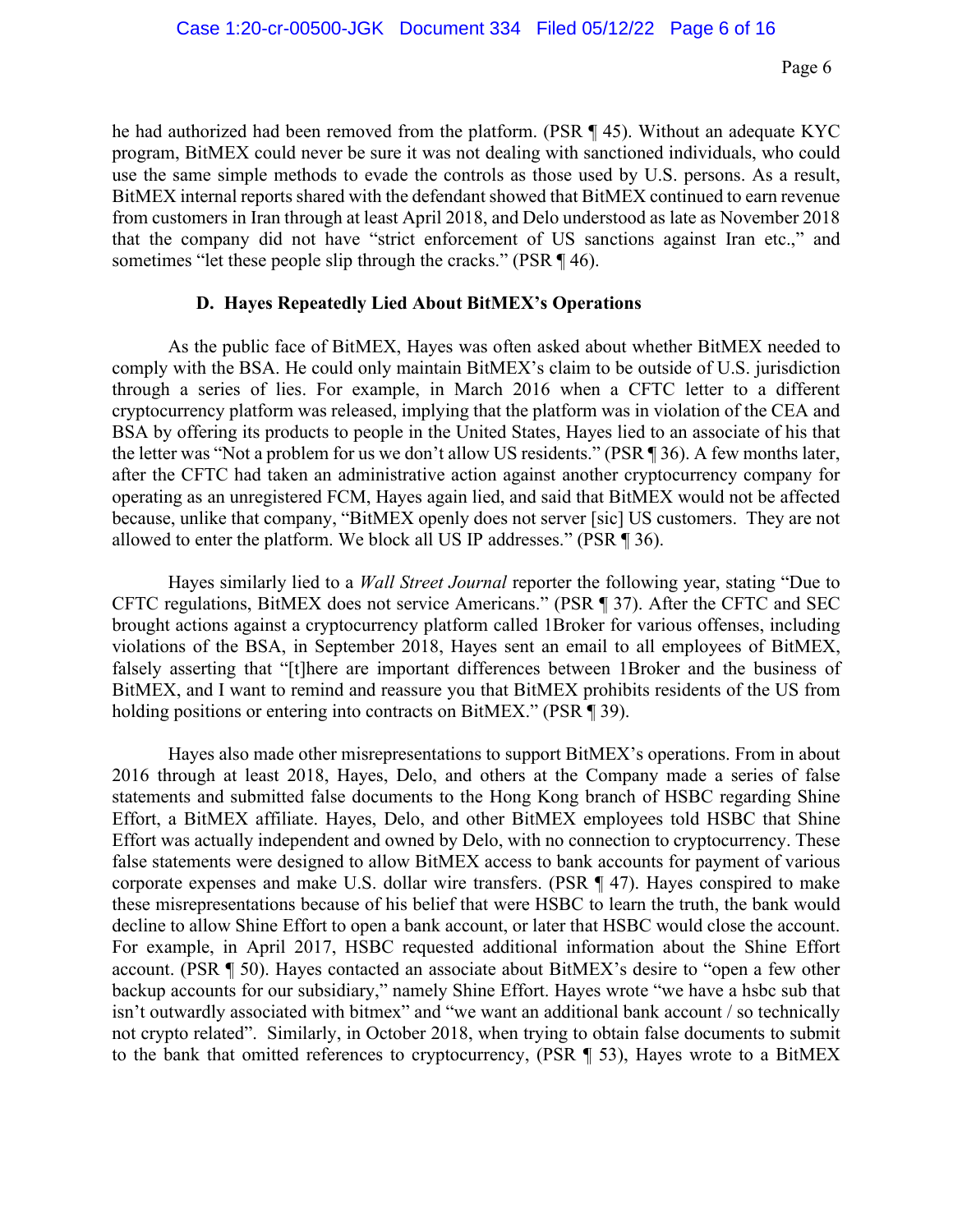he had authorized had been removed from the platform. (PSR ¶ 45). Without an adequate KYC program, BitMEX could never be sure it was not dealing with sanctioned individuals, who could use the same simple methods to evade the controls as those used by U.S. persons. As a result, BitMEX internal reports shared with the defendant showed that BitMEX continued to earn revenue from customers in Iran through at least April 2018, and Delo understood as late as November 2018 that the company did not have "strict enforcement of US sanctions against Iran etc.," and sometimes "let these people slip through the cracks." (PSR ¶ 46).

### D. Hayes Repeatedly Lied About BitMEX's Operations

As the public face of BitMEX, Hayes was often asked about whether BitMEX needed to comply with the BSA. He could only maintain BitMEX's claim to be outside of U.S. jurisdiction through a series of lies. For example, in March 2016 when a CFTC letter to a different cryptocurrency platform was released, implying that the platform was in violation of the CEA and BSA by offering its products to people in the United States, Hayes lied to an associate of his that the letter was "Not a problem for us we don't allow US residents." (PSR ¶ 36). A few months later, after the CFTC had taken an administrative action against another cryptocurrency company for operating as an unregistered FCM, Hayes again lied, and said that BitMEX would not be affected because, unlike that company, "BitMEX openly does not server [sic] US customers. They are not allowed to enter the platform. We block all US IP addresses." (PSR ¶ 36).

Hayes similarly lied to a *Wall Street Journal* reporter the following year, stating "Due to CFTC regulations, BitMEX does not service Americans." (PSR ¶ 37). After the CFTC and SEC brought actions against a cryptocurrency platform called 1Broker for various offenses, including violations of the BSA, in September 2018, Hayes sent an email to all employees of BitMEX, falsely asserting that "[t]here are important differences between 1Broker and the business of BitMEX, and I want to remind and reassure you that BitMEX prohibits residents of the US from holding positions or entering into contracts on BitMEX." (PSR ¶ 39).

Hayes also made other misrepresentations to support BitMEX's operations. From in about 2016 through at least 2018, Hayes, Delo, and others at the Company made a series of false statements and submitted false documents to the Hong Kong branch of HSBC regarding Shine Effort, a BitMEX affiliate. Hayes, Delo, and other BitMEX employees told HSBC that Shine Effort was actually independent and owned by Delo, with no connection to cryptocurrency. These false statements were designed to allow BitMEX access to bank accounts for payment of various corporate expenses and make U.S. dollar wire transfers. (PSR ¶ 47). Hayes conspired to make these misrepresentations because of his belief that were HSBC to learn the truth, the bank would decline to allow Shine Effort to open a bank account, or later that HSBC would close the account. For example, in April 2017, HSBC requested additional information about the Shine Effort account. (PSR ¶ 50). Hayes contacted an associate about BitMEX's desire to "open a few other backup accounts for our subsidiary," namely Shine Effort. Hayes wrote "we have a hsbc sub that isn't outwardly associated with bitmex" and "we want an additional bank account / so technically not crypto related". Similarly, in October 2018, when trying to obtain false documents to submit to the bank that omitted references to cryptocurrency, (PSR ¶ 53), Hayes wrote to a BitMEX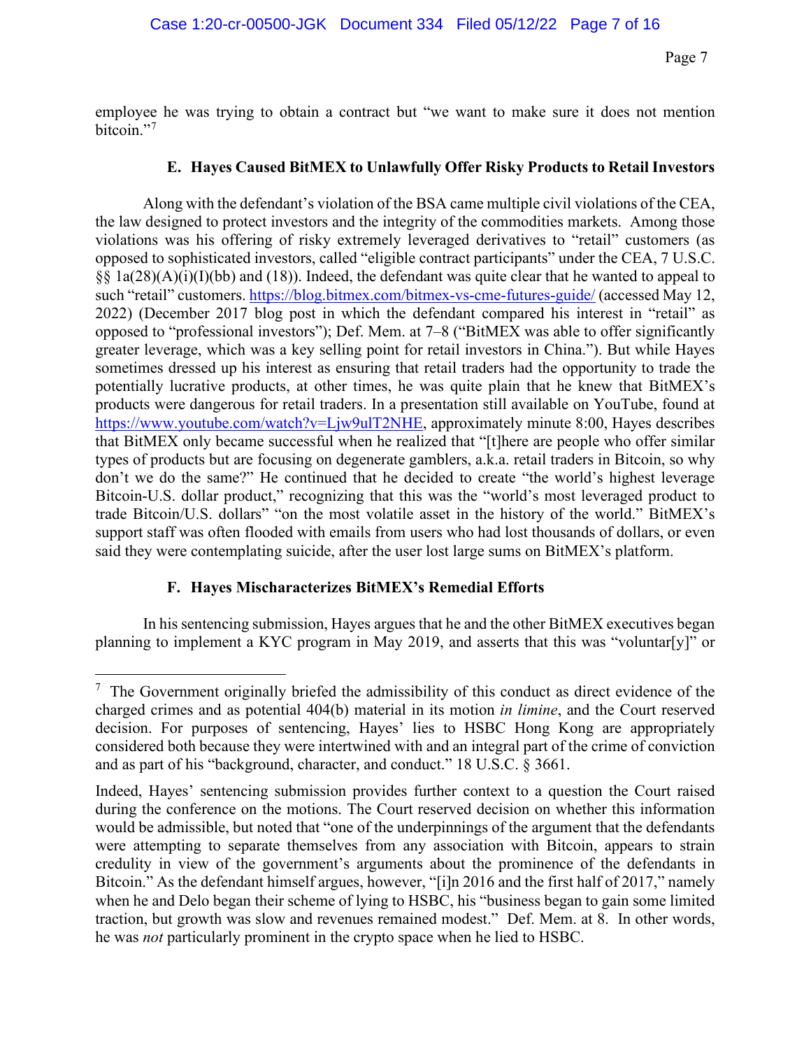employee he was trying to obtain a contract but "we want to make sure it does not mention bitcoin."[7]

### E. Hayes Caused BitMEX to Unlawfully Offer Risky Products to Retail Investors

Along with the defendant's violation of the BSA came multiple civil violations of the CEA, the law designed to protect investors and the integrity of the commodities markets. Among those violations was his offering of risky extremely leveraged derivatives to "retail" customers (as opposed to sophisticated investors, called "eligible contract participants" under the CEA, 7 U.S.C. §§ 1a(28)(A)(i)(I)(bb) and (18)). Indeed, the defendant was quite clear that he wanted to appeal to such "retail" customers. https://blog.bitmex.com/bitmex-vs-cme-futures-guide/ (accessed May 12, 2022) (December 2017 blog post in which the defendant compared his interest in "retail" as opposed to "professional investors"); Def. Mem. at 7–8 ("BitMEX was able to offer significantly greater leverage, which was a key selling point for retail investors in China."). But while Hayes sometimes dressed up his interest as ensuring that retail traders had the opportunity to trade the potentially lucrative products, at other times, he was quite plain that he knew that BitMEX's products were dangerous for retail traders. In a presentation still available on YouTube, found at https://www.youtube.com/watch?v=Ljw9ulT2NHE, approximately minute 8:00, Hayes describes that BitMEX only became successful when he realized that "[t]here are people who offer similar types of products but are focusing on degenerate gamblers, a.k.a. retail traders in Bitcoin, so why don't we do the same?" He continued that he decided to create "the world's highest leverage Bitcoin-U.S. dollar product," recognizing that this was the "world's most leveraged product to trade Bitcoin/U.S. dollars" "on the most volatile asset in the history of the world." BitMEX's support staff was often flooded with emails from users who had lost thousands of dollars, or even said they were contemplating suicide, after the user lost large sums on BitMEX's platform.

### F. Hayes Mischaracterizes BitMEX's Remedial Efforts

In his sentencing submission, Hayes argues that he and the other BitMEX executives began planning to implement a KYC program in May 2019, and asserts that this was "voluntar[y]" or

---

[7] The Government originally briefed the admissibility of this conduct as direct evidence of the charged crimes and as potential 404(b) material in its motion *in limine*, and the Court reserved decision. For purposes of sentencing, Hayes' lies to HSBC Hong Kong are appropriately considered both because they were intertwined with and an integral part of the crime of conviction and as part of his "background, character, and conduct." 18 U.S.C. § 3661.

Indeed, Hayes' sentencing submission provides further context to a question the Court raised during the conference on the motions. The Court reserved decision on whether this information would be admissible, but noted that "one of the underpinnings of the argument that the defendants were attempting to separate themselves from any association with Bitcoin, appears to strain credulity in view of the government's arguments about the prominence of the defendants in Bitcoin." As the defendant himself argues, however, "[i]n 2016 and the first half of 2017," namely when he and Delo began their scheme of lying to HSBC, his "business began to gain some limited traction, but growth was slow and revenues remained modest." Def. Mem. at 8. In other words, he was *not* particularly prominent in the crypto space when he lied to HSBC.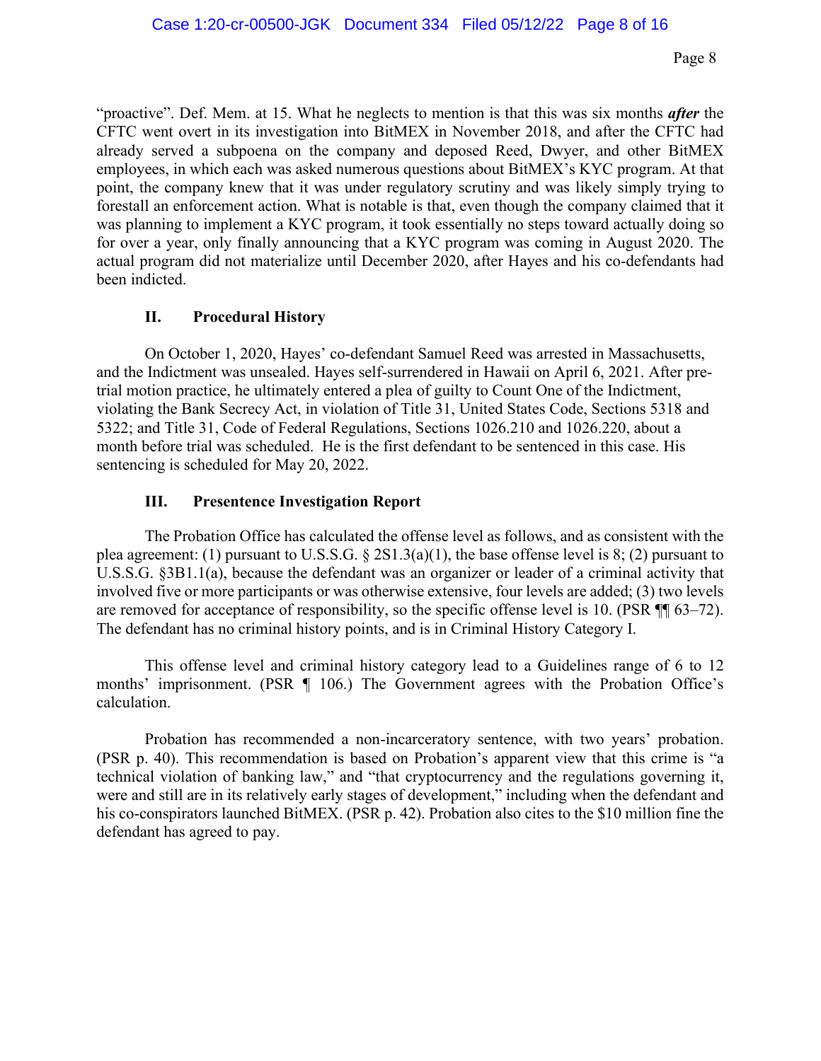"proactive". Def. Mem. at 15. What he neglects to mention is that this was six months ***after*** the CFTC went overt in its investigation into BitMEX in November 2018, and after the CFTC had already served a subpoena on the company and deposed Reed, Dwyer, and other BitMEX employees, in which each was asked numerous questions about BitMEX's KYC program. At that point, the company knew that it was under regulatory scrutiny and was likely simply trying to forestall an enforcement action. What is notable is that, even though the company claimed that it was planning to implement a KYC program, it took essentially no steps toward actually doing so for over a year, only finally announcing that a KYC program was coming in August 2020. The actual program did not materialize until December 2020, after Hayes and his co-defendants had been indicted.

## II. Procedural History

On October 1, 2020, Hayes' co-defendant Samuel Reed was arrested in Massachusetts, and the Indictment was unsealed. Hayes self-surrendered in Hawaii on April 6, 2021. After pre-trial motion practice, he ultimately entered a plea of guilty to Count One of the Indictment, violating the Bank Secrecy Act, in violation of Title 31, United States Code, Sections 5318 and 5322; and Title 31, Code of Federal Regulations, Sections 1026.210 and 1026.220, about a month before trial was scheduled. He is the first defendant to be sentenced in this case. His sentencing is scheduled for May 20, 2022.

## III. Presentence Investigation Report

The Probation Office has calculated the offense level as follows, and as consistent with the plea agreement: (1) pursuant to U.S.S.G. § 2S1.3(a)(1), the base offense level is 8; (2) pursuant to U.S.S.G. §3B1.1(a), because the defendant was an organizer or leader of a criminal activity that involved five or more participants or was otherwise extensive, four levels are added; (3) two levels are removed for acceptance of responsibility, so the specific offense level is 10. (PSR ¶¶ 63–72). The defendant has no criminal history points, and is in Criminal History Category I.

This offense level and criminal history category lead to a Guidelines range of 6 to 12 months' imprisonment. (PSR ¶ 106.) The Government agrees with the Probation Office's calculation.

Probation has recommended a non-incarceratory sentence, with two years' probation. (PSR p. 40). This recommendation is based on Probation's apparent view that this crime is "a technical violation of banking law," and "that cryptocurrency and the regulations governing it, were and still are in its relatively early stages of development," including when the defendant and his co-conspirators launched BitMEX. (PSR p. 42). Probation also cites to the $10 million fine the defendant has agreed to pay.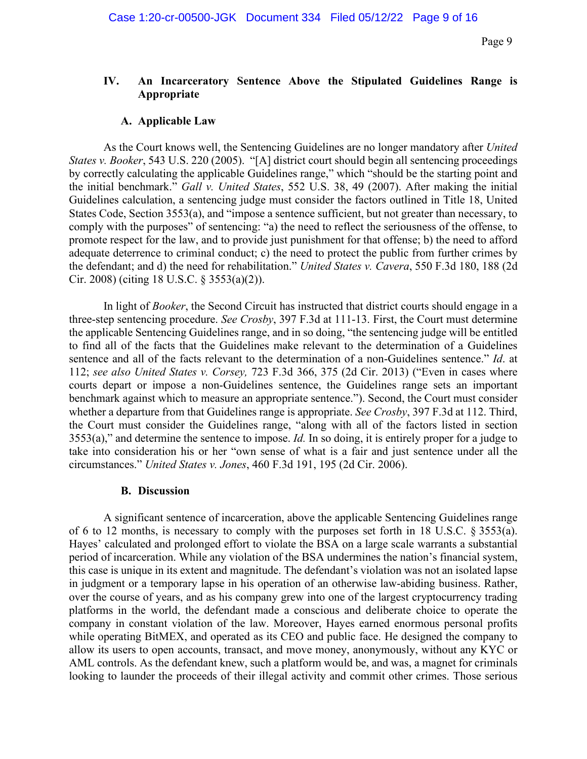## IV. An Incarceratory Sentence Above the Stipulated Guidelines Range is Appropriate

### A. Applicable Law

As the Court knows well, the Sentencing Guidelines are no longer mandatory after *United States v. Booker*, 543 U.S. 220 (2005). "[A] district court should begin all sentencing proceedings by correctly calculating the applicable Guidelines range," which "should be the starting point and the initial benchmark." *Gall v. United States*, 552 U.S. 38, 49 (2007). After making the initial Guidelines calculation, a sentencing judge must consider the factors outlined in Title 18, United States Code, Section 3553(a), and "impose a sentence sufficient, but not greater than necessary, to comply with the purposes" of sentencing: "a) the need to reflect the seriousness of the offense, to promote respect for the law, and to provide just punishment for that offense; b) the need to afford adequate deterrence to criminal conduct; c) the need to protect the public from further crimes by the defendant; and d) the need for rehabilitation." *United States v. Cavera*, 550 F.3d 180, 188 (2d Cir. 2008) (citing 18 U.S.C. § 3553(a)(2)).

In light of *Booker*, the Second Circuit has instructed that district courts should engage in a three-step sentencing procedure. *See Crosby*, 397 F.3d at 111-13. First, the Court must determine the applicable Sentencing Guidelines range, and in so doing, "the sentencing judge will be entitled to find all of the facts that the Guidelines make relevant to the determination of a Guidelines sentence and all of the facts relevant to the determination of a non-Guidelines sentence." *Id*. at 112; *see also United States v. Corsey,* 723 F.3d 366, 375 (2d Cir. 2013) ("Even in cases where courts depart or impose a non-Guidelines sentence, the Guidelines range sets an important benchmark against which to measure an appropriate sentence."). Second, the Court must consider whether a departure from that Guidelines range is appropriate. *See Crosby*, 397 F.3d at 112. Third, the Court must consider the Guidelines range, "along with all of the factors listed in section 3553(a)," and determine the sentence to impose. *Id.* In so doing, it is entirely proper for a judge to take into consideration his or her "own sense of what is a fair and just sentence under all the circumstances." *United States v. Jones*, 460 F.3d 191, 195 (2d Cir. 2006).

### B. Discussion

A significant sentence of incarceration, above the applicable Sentencing Guidelines range of 6 to 12 months, is necessary to comply with the purposes set forth in 18 U.S.C. § 3553(a). Hayes' calculated and prolonged effort to violate the BSA on a large scale warrants a substantial period of incarceration. While any violation of the BSA undermines the nation's financial system, this case is unique in its extent and magnitude. The defendant's violation was not an isolated lapse in judgment or a temporary lapse in his operation of an otherwise law-abiding business. Rather, over the course of years, and as his company grew into one of the largest cryptocurrency trading platforms in the world, the defendant made a conscious and deliberate choice to operate the company in constant violation of the law. Moreover, Hayes earned enormous personal profits while operating BitMEX, and operated as its CEO and public face. He designed the company to allow its users to open accounts, transact, and move money, anonymously, without any KYC or AML controls. As the defendant knew, such a platform would be, and was, a magnet for criminals looking to launder the proceeds of their illegal activity and commit other crimes. Those serious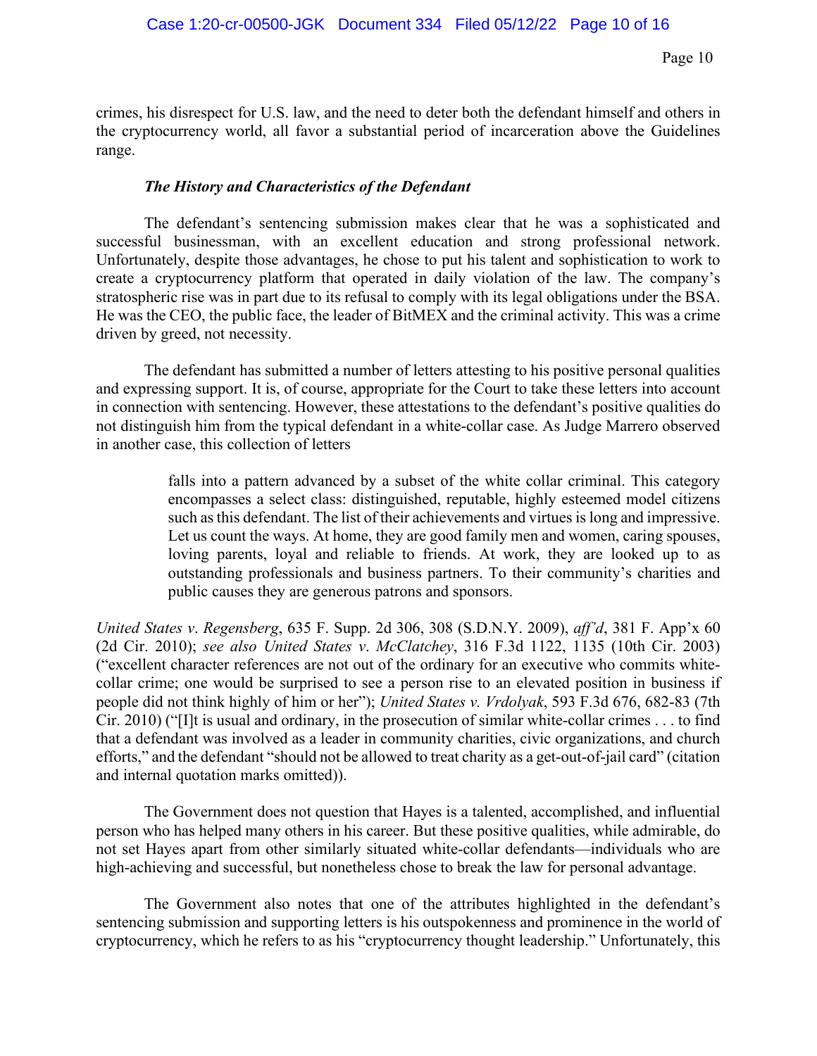crimes, his disrespect for U.S. law, and the need to deter both the defendant himself and others in the cryptocurrency world, all favor a substantial period of incarceration above the Guidelines range.

***The History and Characteristics of the Defendant***

The defendant's sentencing submission makes clear that he was a sophisticated and successful businessman, with an excellent education and strong professional network. Unfortunately, despite those advantages, he chose to put his talent and sophistication to work to create a cryptocurrency platform that operated in daily violation of the law. The company's stratospheric rise was in part due to its refusal to comply with its legal obligations under the BSA. He was the CEO, the public face, the leader of BitMEX and the criminal activity. This was a crime driven by greed, not necessity.

The defendant has submitted a number of letters attesting to his positive personal qualities and expressing support. It is, of course, appropriate for the Court to take these letters into account in connection with sentencing. However, these attestations to the defendant's positive qualities do not distinguish him from the typical defendant in a white-collar case. As Judge Marrero observed in another case, this collection of letters

> falls into a pattern advanced by a subset of the white collar criminal. This category encompasses a select class: distinguished, reputable, highly esteemed model citizens such as this defendant. The list of their achievements and virtues is long and impressive. Let us count the ways. At home, they are good family men and women, caring spouses, loving parents, loyal and reliable to friends. At work, they are looked up to as outstanding professionals and business partners. To their community's charities and public causes they are generous patrons and sponsors.

*United States v. Regensberg*, 635 F. Supp. 2d 306, 308 (S.D.N.Y. 2009), *aff'd*, 381 F. App'x 60 (2d Cir. 2010); *see also United States v. McClatchey*, 316 F.3d 1122, 1135 (10th Cir. 2003) ("excellent character references are not out of the ordinary for an executive who commits white-collar crime; one would be surprised to see a person rise to an elevated position in business if people did not think highly of him or her"); *United States v. Vrdolyak*, 593 F.3d 676, 682-83 (7th Cir. 2010) ("[I]t is usual and ordinary, in the prosecution of similar white-collar crimes . . . to find that a defendant was involved as a leader in community charities, civic organizations, and church efforts," and the defendant "should not be allowed to treat charity as a get-out-of-jail card" (citation and internal quotation marks omitted)).

The Government does not question that Hayes is a talented, accomplished, and influential person who has helped many others in his career. But these positive qualities, while admirable, do not set Hayes apart from other similarly situated white-collar defendants—individuals who are high-achieving and successful, but nonetheless chose to break the law for personal advantage.

The Government also notes that one of the attributes highlighted in the defendant's sentencing submission and supporting letters is his outspokenness and prominence in the world of cryptocurrency, which he refers to as his "cryptocurrency thought leadership." Unfortunately, this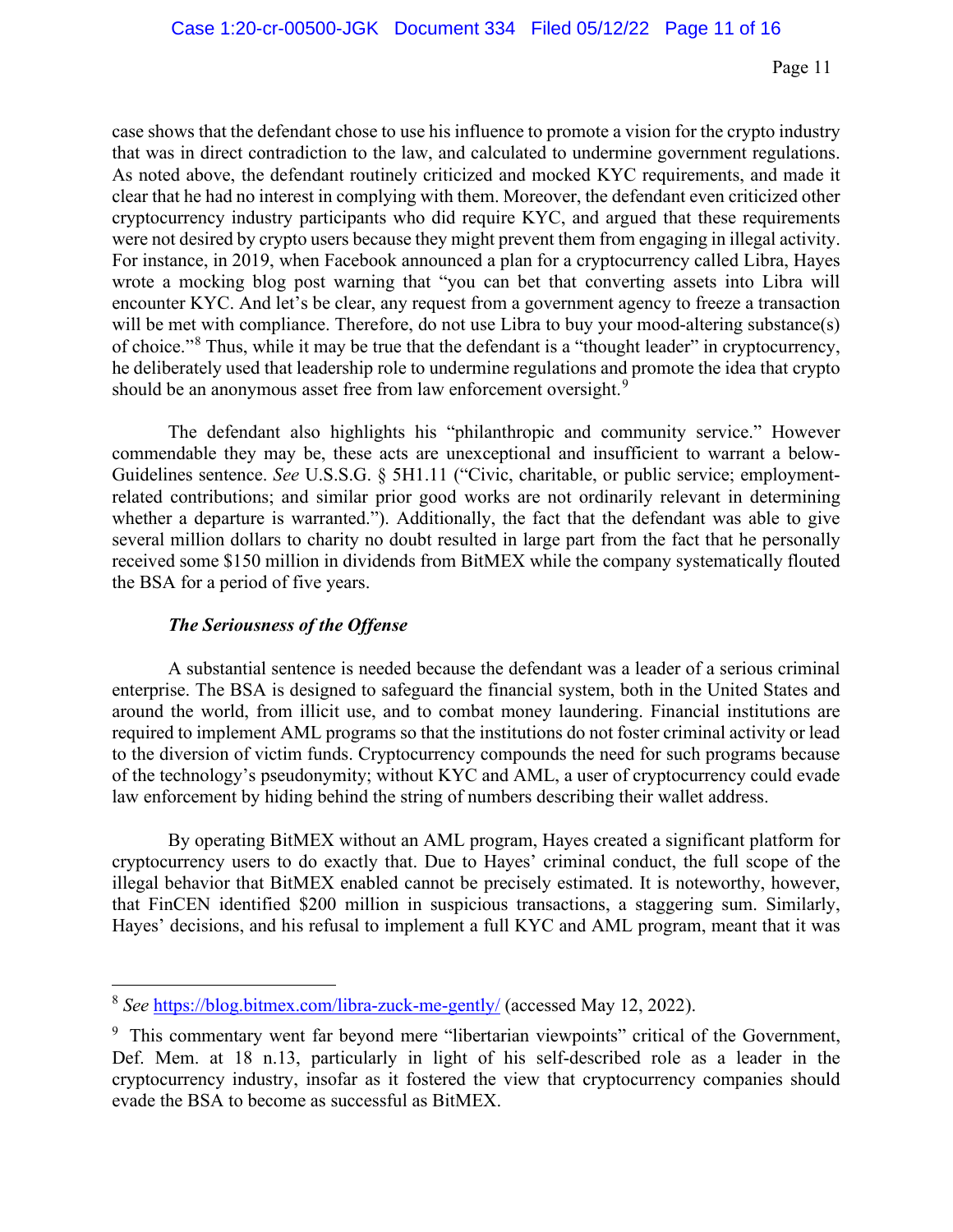case shows that the defendant chose to use his influence to promote a vision for the crypto industry that was in direct contradiction to the law, and calculated to undermine government regulations. As noted above, the defendant routinely criticized and mocked KYC requirements, and made it clear that he had no interest in complying with them. Moreover, the defendant even criticized other cryptocurrency industry participants who did require KYC, and argued that these requirements were not desired by crypto users because they might prevent them from engaging in illegal activity. For instance, in 2019, when Facebook announced a plan for a cryptocurrency called Libra, Hayes wrote a mocking blog post warning that "you can bet that converting assets into Libra will encounter KYC. And let's be clear, any request from a government agency to freeze a transaction will be met with compliance. Therefore, do not use Libra to buy your mood-altering substance(s) of choice."[8] Thus, while it may be true that the defendant is a "thought leader" in cryptocurrency, he deliberately used that leadership role to undermine regulations and promote the idea that crypto should be an anonymous asset free from law enforcement oversight.[9]

The defendant also highlights his "philanthropic and community service." However commendable they may be, these acts are unexceptional and insufficient to warrant a below-Guidelines sentence. *See* U.S.S.G. § 5H1.11 ("Civic, charitable, or public service; employment-related contributions; and similar prior good works are not ordinarily relevant in determining whether a departure is warranted."). Additionally, the fact that the defendant was able to give several million dollars to charity no doubt resulted in large part from the fact that he personally received some $150 million in dividends from BitMEX while the company systematically flouted the BSA for a period of five years.

***The Seriousness of the Offense***

A substantial sentence is needed because the defendant was a leader of a serious criminal enterprise. The BSA is designed to safeguard the financial system, both in the United States and around the world, from illicit use, and to combat money laundering. Financial institutions are required to implement AML programs so that the institutions do not foster criminal activity or lead to the diversion of victim funds. Cryptocurrency compounds the need for such programs because of the technology's pseudonymity; without KYC and AML, a user of cryptocurrency could evade law enforcement by hiding behind the string of numbers describing their wallet address.

By operating BitMEX without an AML program, Hayes created a significant platform for cryptocurrency users to do exactly that. Due to Hayes' criminal conduct, the full scope of the illegal behavior that BitMEX enabled cannot be precisely estimated. It is noteworthy, however, that FinCEN identified $200 million in suspicious transactions, a staggering sum. Similarly, Hayes' decisions, and his refusal to implement a full KYC and AML program, meant that it was

---

[8] *See* https://blog.bitmex.com/libra-zuck-me-gently/ (accessed May 12, 2022).

[9] This commentary went far beyond mere "libertarian viewpoints" critical of the Government, Def. Mem. at 18 n.13, particularly in light of his self-described role as a leader in the cryptocurrency industry, insofar as it fostered the view that cryptocurrency companies should evade the BSA to become as successful as BitMEX.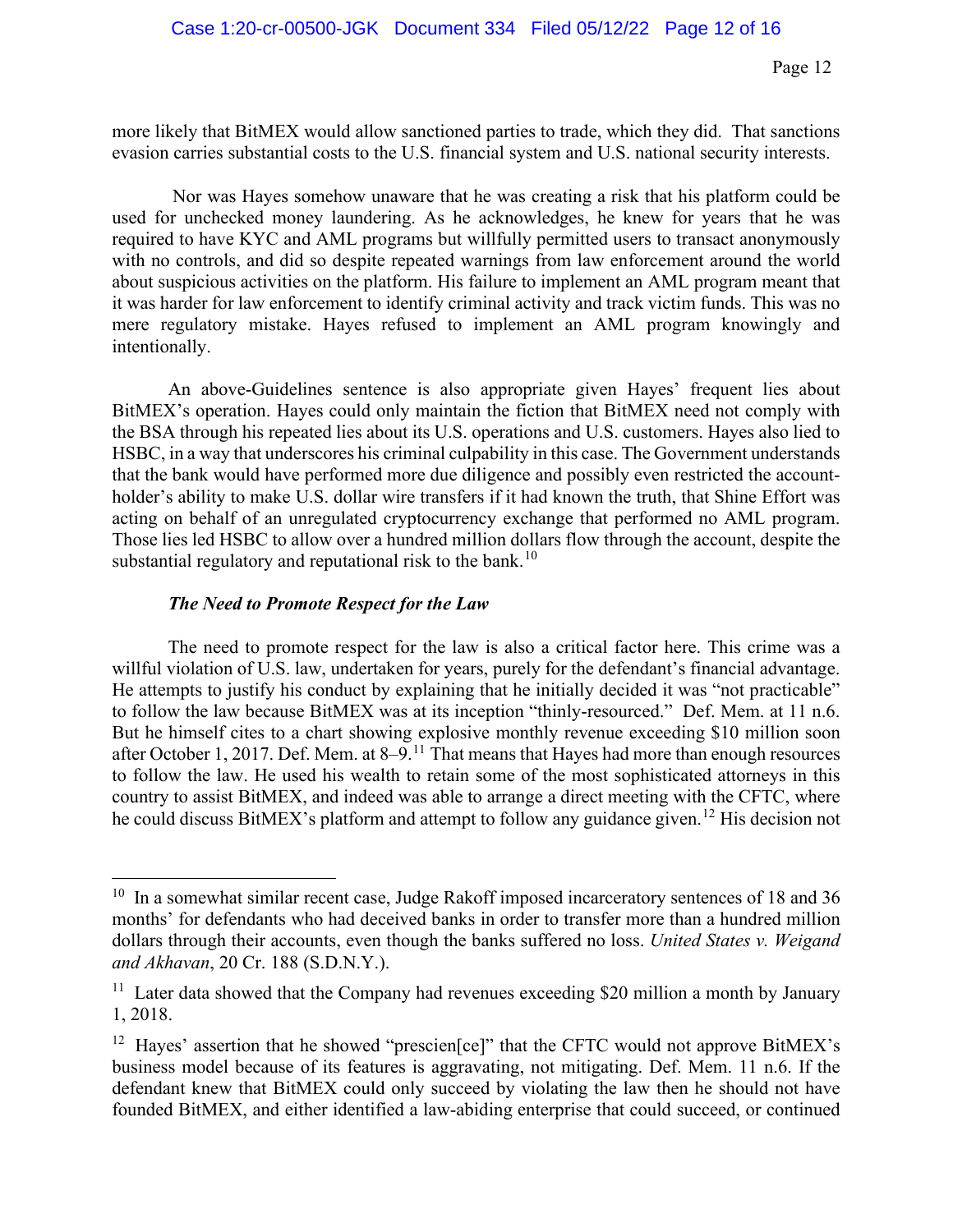more likely that BitMEX would allow sanctioned parties to trade, which they did. That sanctions evasion carries substantial costs to the U.S. financial system and U.S. national security interests.

Nor was Hayes somehow unaware that he was creating a risk that his platform could be used for unchecked money laundering. As he acknowledges, he knew for years that he was required to have KYC and AML programs but willfully permitted users to transact anonymously with no controls, and did so despite repeated warnings from law enforcement around the world about suspicious activities on the platform. His failure to implement an AML program meant that it was harder for law enforcement to identify criminal activity and track victim funds. This was no mere regulatory mistake. Hayes refused to implement an AML program knowingly and intentionally.

An above-Guidelines sentence is also appropriate given Hayes' frequent lies about BitMEX's operation. Hayes could only maintain the fiction that BitMEX need not comply with the BSA through his repeated lies about its U.S. operations and U.S. customers. Hayes also lied to HSBC, in a way that underscores his criminal culpability in this case. The Government understands that the bank would have performed more due diligence and possibly even restricted the account-holder's ability to make U.S. dollar wire transfers if it had known the truth, that Shine Effort was acting on behalf of an unregulated cryptocurrency exchange that performed no AML program. Those lies led HSBC to allow over a hundred million dollars flow through the account, despite the substantial regulatory and reputational risk to the bank.[10]

***The Need to Promote Respect for the Law***

The need to promote respect for the law is also a critical factor here. This crime was a willful violation of U.S. law, undertaken for years, purely for the defendant's financial advantage. He attempts to justify his conduct by explaining that he initially decided it was "not practicable" to follow the law because BitMEX was at its inception "thinly-resourced." Def. Mem. at 11 n.6. But he himself cites to a chart showing explosive monthly revenue exceeding $10 million soon after October 1, 2017. Def. Mem. at 8–9.[11] That means that Hayes had more than enough resources to follow the law. He used his wealth to retain some of the most sophisticated attorneys in this country to assist BitMEX, and indeed was able to arrange a direct meeting with the CFTC, where he could discuss BitMEX's platform and attempt to follow any guidance given.[12] His decision not

---

[10] In a somewhat similar recent case, Judge Rakoff imposed incarceratory sentences of 18 and 36 months' for defendants who had deceived banks in order to transfer more than a hundred million dollars through their accounts, even though the banks suffered no loss. *United States v. Weigand and Akhavan*, 20 Cr. 188 (S.D.N.Y.).

[11] Later data showed that the Company had revenues exceeding $20 million a month by January 1, 2018.

[12] Hayes' assertion that he showed "prescien[ce]" that the CFTC would not approve BitMEX's business model because of its features is aggravating, not mitigating. Def. Mem. 11 n.6. If the defendant knew that BitMEX could only succeed by violating the law then he should not have founded BitMEX, and either identified a law-abiding enterprise that could succeed, or continued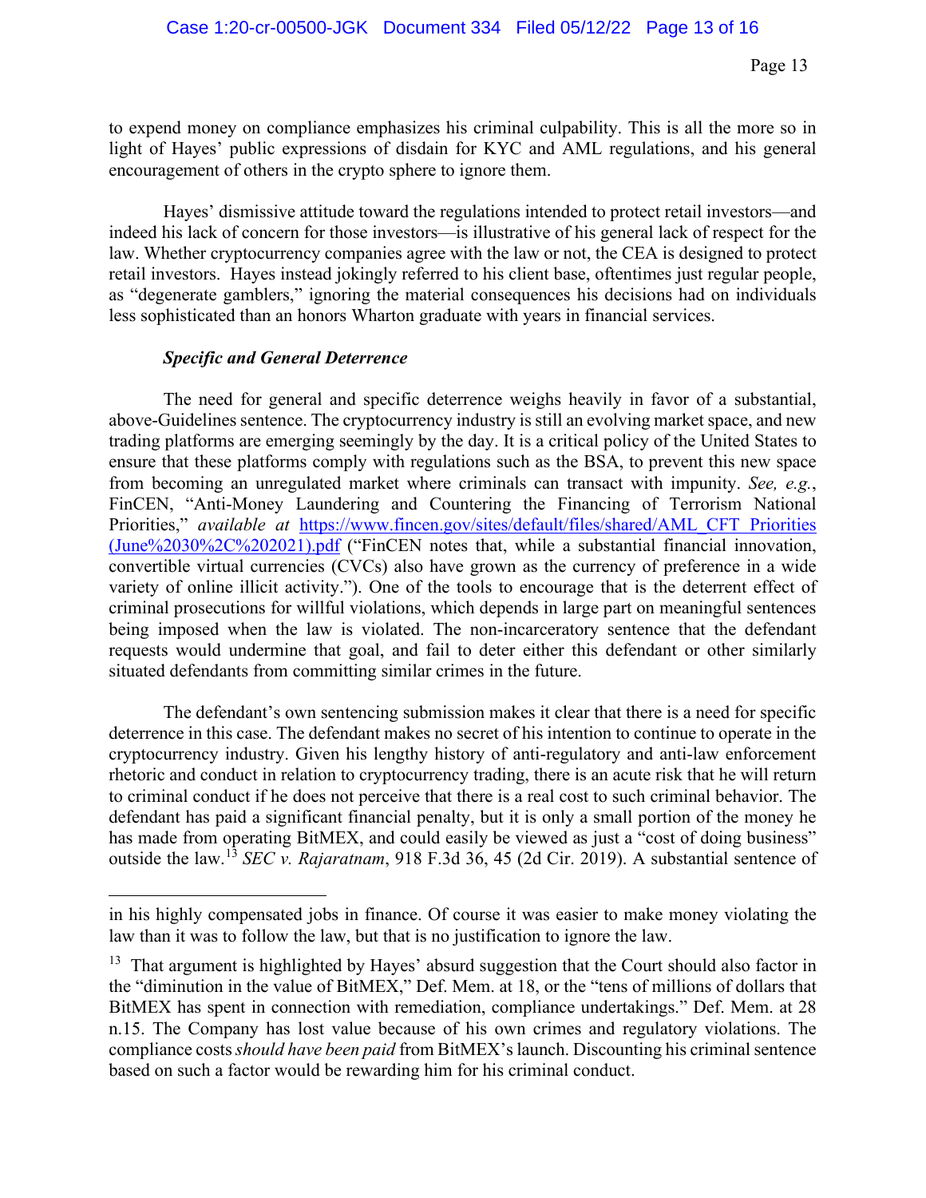to expend money on compliance emphasizes his criminal culpability. This is all the more so in light of Hayes' public expressions of disdain for KYC and AML regulations, and his general encouragement of others in the crypto sphere to ignore them.

Hayes' dismissive attitude toward the regulations intended to protect retail investors—and indeed his lack of concern for those investors—is illustrative of his general lack of respect for the law. Whether cryptocurrency companies agree with the law or not, the CEA is designed to protect retail investors. Hayes instead jokingly referred to his client base, oftentimes just regular people, as "degenerate gamblers," ignoring the material consequences his decisions had on individuals less sophisticated than an honors Wharton graduate with years in financial services.

***Specific and General Deterrence***

The need for general and specific deterrence weighs heavily in favor of a substantial, above-Guidelines sentence. The cryptocurrency industry is still an evolving market space, and new trading platforms are emerging seemingly by the day. It is a critical policy of the United States to ensure that these platforms comply with regulations such as the BSA, to prevent this new space from becoming an unregulated market where criminals can transact with impunity. *See, e.g.*, FinCEN, "Anti-Money Laundering and Countering the Financing of Terrorism National Priorities," *available at* [https://www.fincen.gov/sites/default/files/shared/AML_CFT Priorities (June%2030%2C%202021).pdf](https://www.fincen.gov/sites/default/files/shared/AML_CFT%20Priorities%20(June%2030%2C%202021).pdf) ("FinCEN notes that, while a substantial financial innovation, convertible virtual currencies (CVCs) also have grown as the currency of preference in a wide variety of online illicit activity."). One of the tools to encourage that is the deterrent effect of criminal prosecutions for willful violations, which depends in large part on meaningful sentences being imposed when the law is violated. The non-incarceratory sentence that the defendant requests would undermine that goal, and fail to deter either this defendant or other similarly situated defendants from committing similar crimes in the future.

The defendant's own sentencing submission makes it clear that there is a need for specific deterrence in this case. The defendant makes no secret of his intention to continue to operate in the cryptocurrency industry. Given his lengthy history of anti-regulatory and anti-law enforcement rhetoric and conduct in relation to cryptocurrency trading, there is an acute risk that he will return to criminal conduct if he does not perceive that there is a real cost to such criminal behavior. The defendant has paid a significant financial penalty, but it is only a small portion of the money he has made from operating BitMEX, and could easily be viewed as just a "cost of doing business" outside the law.[13] *SEC v. Rajaratnam*, 918 F.3d 36, 45 (2d Cir. 2019). A substantial sentence of

---

in his highly compensated jobs in finance. Of course it was easier to make money violating the law than it was to follow the law, but that is no justification to ignore the law.

[13] That argument is highlighted by Hayes' absurd suggestion that the Court should also factor in the "diminution in the value of BitMEX," Def. Mem. at 18, or the "tens of millions of dollars that BitMEX has spent in connection with remediation, compliance undertakings." Def. Mem. at 28 n.15. The Company has lost value because of his own crimes and regulatory violations. The compliance costs *should have been paid* from BitMEX's launch. Discounting his criminal sentence based on such a factor would be rewarding him for his criminal conduct.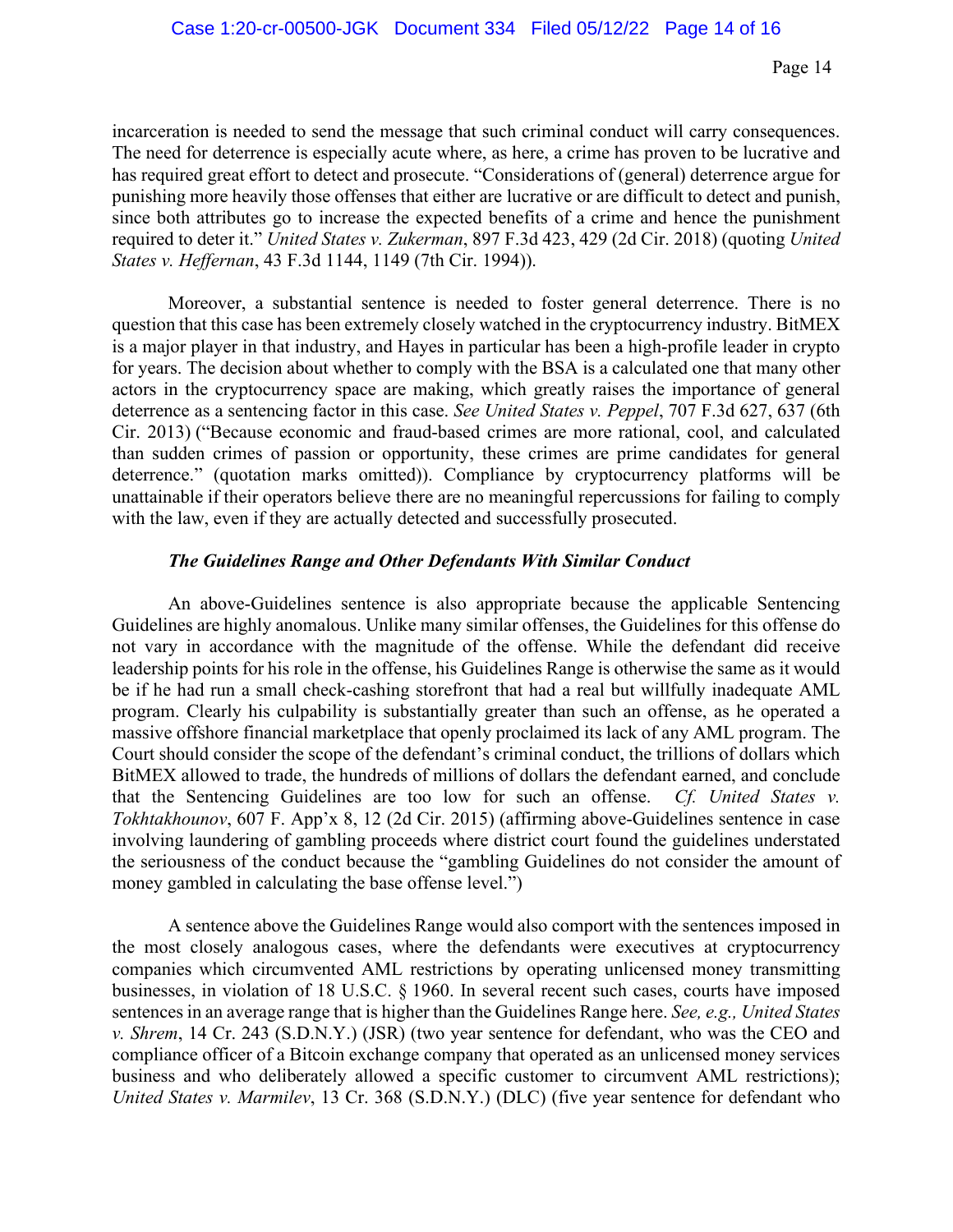incarceration is needed to send the message that such criminal conduct will carry consequences. The need for deterrence is especially acute where, as here, a crime has proven to be lucrative and has required great effort to detect and prosecute. "Considerations of (general) deterrence argue for punishing more heavily those offenses that either are lucrative or are difficult to detect and punish, since both attributes go to increase the expected benefits of a crime and hence the punishment required to deter it." *United States v. Zukerman*, 897 F.3d 423, 429 (2d Cir. 2018) (quoting *United States v. Heffernan*, 43 F.3d 1144, 1149 (7th Cir. 1994)).

Moreover, a substantial sentence is needed to foster general deterrence. There is no question that this case has been extremely closely watched in the cryptocurrency industry. BitMEX is a major player in that industry, and Hayes in particular has been a high-profile leader in crypto for years. The decision about whether to comply with the BSA is a calculated one that many other actors in the cryptocurrency space are making, which greatly raises the importance of general deterrence as a sentencing factor in this case. *See United States v. Peppel*, 707 F.3d 627, 637 (6th Cir. 2013) ("Because economic and fraud-based crimes are more rational, cool, and calculated than sudden crimes of passion or opportunity, these crimes are prime candidates for general deterrence." (quotation marks omitted)). Compliance by cryptocurrency platforms will be unattainable if their operators believe there are no meaningful repercussions for failing to comply with the law, even if they are actually detected and successfully prosecuted.

***The Guidelines Range and Other Defendants With Similar Conduct***

An above-Guidelines sentence is also appropriate because the applicable Sentencing Guidelines are highly anomalous. Unlike many similar offenses, the Guidelines for this offense do not vary in accordance with the magnitude of the offense. While the defendant did receive leadership points for his role in the offense, his Guidelines Range is otherwise the same as it would be if he had run a small check-cashing storefront that had a real but willfully inadequate AML program. Clearly his culpability is substantially greater than such an offense, as he operated a massive offshore financial marketplace that openly proclaimed its lack of any AML program. The Court should consider the scope of the defendant's criminal conduct, the trillions of dollars which BitMEX allowed to trade, the hundreds of millions of dollars the defendant earned, and conclude that the Sentencing Guidelines are too low for such an offense. *Cf. United States v. Tokhtakhounov*, 607 F. App'x 8, 12 (2d Cir. 2015) (affirming above-Guidelines sentence in case involving laundering of gambling proceeds where district court found the guidelines understated the seriousness of the conduct because the "gambling Guidelines do not consider the amount of money gambled in calculating the base offense level.")

A sentence above the Guidelines Range would also comport with the sentences imposed in the most closely analogous cases, where the defendants were executives at cryptocurrency companies which circumvented AML restrictions by operating unlicensed money transmitting businesses, in violation of 18 U.S.C. § 1960. In several recent such cases, courts have imposed sentences in an average range that is higher than the Guidelines Range here. *See, e.g., United States v. Shrem*, 14 Cr. 243 (S.D.N.Y.) (JSR) (two year sentence for defendant, who was the CEO and compliance officer of a Bitcoin exchange company that operated as an unlicensed money services business and who deliberately allowed a specific customer to circumvent AML restrictions); *United States v. Marmilev*, 13 Cr. 368 (S.D.N.Y.) (DLC) (five year sentence for defendant who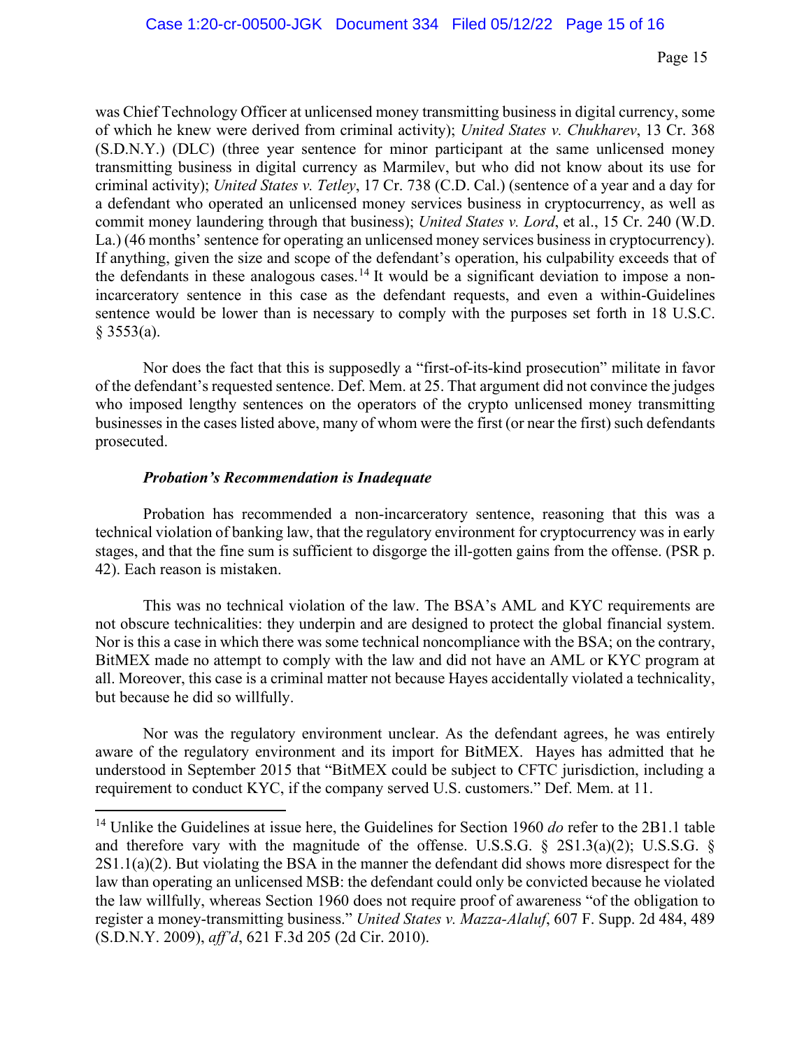was Chief Technology Officer at unlicensed money transmitting business in digital currency, some of which he knew were derived from criminal activity); *United States v. Chukharev*, 13 Cr. 368 (S.D.N.Y.) (DLC) (three year sentence for minor participant at the same unlicensed money transmitting business in digital currency as Marmilev, but who did not know about its use for criminal activity); *United States v. Tetley*, 17 Cr. 738 (C.D. Cal.) (sentence of a year and a day for a defendant who operated an unlicensed money services business in cryptocurrency, as well as commit money laundering through that business); *United States v. Lord*, et al., 15 Cr. 240 (W.D. La.) (46 months' sentence for operating an unlicensed money services business in cryptocurrency). If anything, given the size and scope of the defendant's operation, his culpability exceeds that of the defendants in these analogous cases.[14] It would be a significant deviation to impose a non-incarceratory sentence in this case as the defendant requests, and even a within-Guidelines sentence would be lower than is necessary to comply with the purposes set forth in 18 U.S.C. § 3553(a).

Nor does the fact that this is supposedly a "first-of-its-kind prosecution" militate in favor of the defendant's requested sentence. Def. Mem. at 25. That argument did not convince the judges who imposed lengthy sentences on the operators of the crypto unlicensed money transmitting businesses in the cases listed above, many of whom were the first (or near the first) such defendants prosecuted.

***Probation's Recommendation is Inadequate***

Probation has recommended a non-incarceratory sentence, reasoning that this was a technical violation of banking law, that the regulatory environment for cryptocurrency was in early stages, and that the fine sum is sufficient to disgorge the ill-gotten gains from the offense. (PSR p. 42). Each reason is mistaken.

This was no technical violation of the law. The BSA's AML and KYC requirements are not obscure technicalities: they underpin and are designed to protect the global financial system. Nor is this a case in which there was some technical noncompliance with the BSA; on the contrary, BitMEX made no attempt to comply with the law and did not have an AML or KYC program at all. Moreover, this case is a criminal matter not because Hayes accidentally violated a technicality, but because he did so willfully.

Nor was the regulatory environment unclear. As the defendant agrees, he was entirely aware of the regulatory environment and its import for BitMEX. Hayes has admitted that he understood in September 2015 that "BitMEX could be subject to CFTC jurisdiction, including a requirement to conduct KYC, if the company served U.S. customers." Def. Mem. at 11.

---

[14] Unlike the Guidelines at issue here, the Guidelines for Section 1960 *do* refer to the 2B1.1 table and therefore vary with the magnitude of the offense. U.S.S.G. § 2S1.3(a)(2); U.S.S.G. § 2S1.1(a)(2). But violating the BSA in the manner the defendant did shows more disrespect for the law than operating an unlicensed MSB: the defendant could only be convicted because he violated the law willfully, whereas Section 1960 does not require proof of awareness "of the obligation to register a money-transmitting business." *United States v. Mazza-Alaluf*, 607 F. Supp. 2d 484, 489 (S.D.N.Y. 2009), *aff'd*, 621 F.3d 205 (2d Cir. 2010).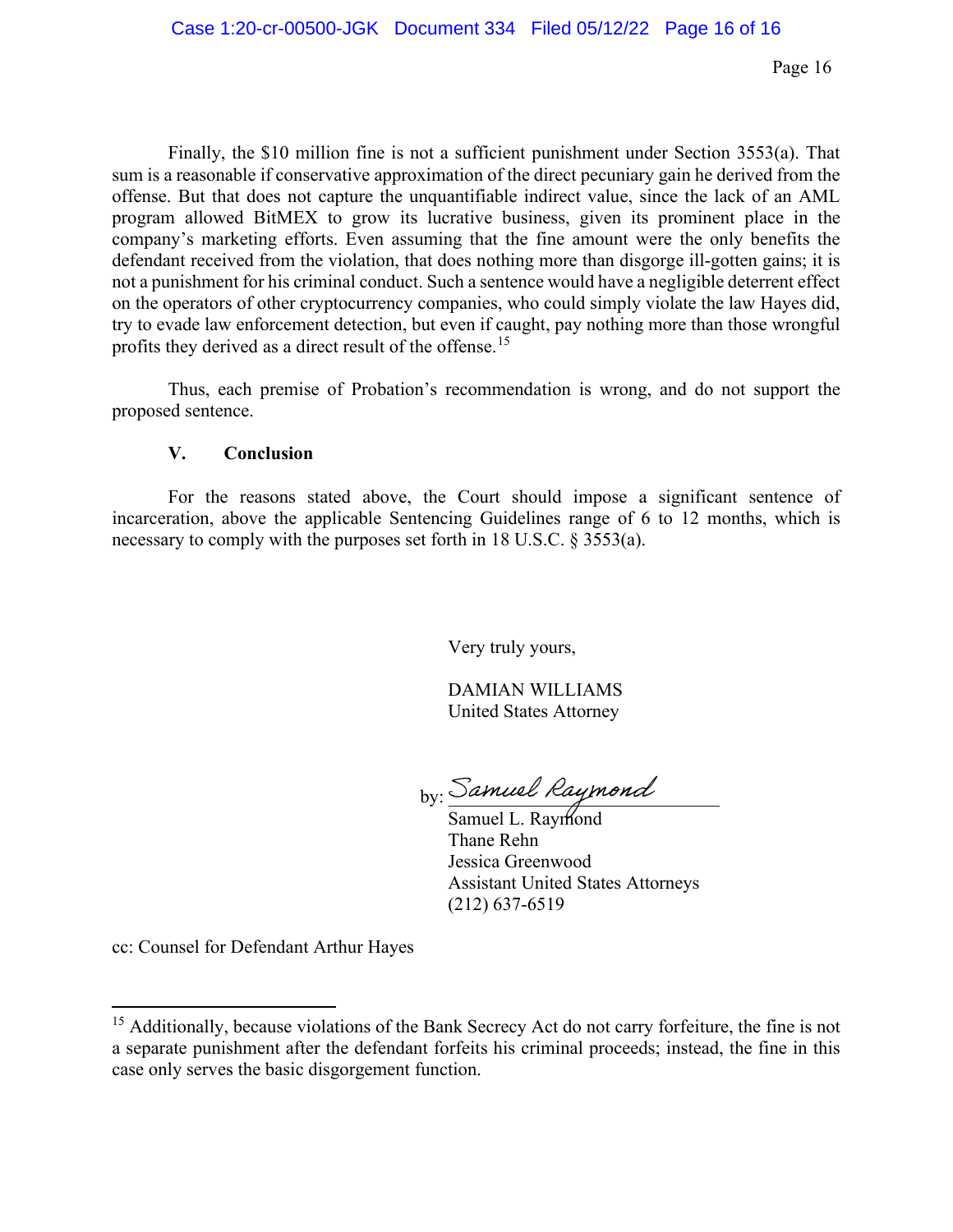Finally, the $10 million fine is not a sufficient punishment under Section 3553(a). That sum is a reasonable if conservative approximation of the direct pecuniary gain he derived from the offense. But that does not capture the unquantifiable indirect value, since the lack of an AML program allowed BitMEX to grow its lucrative business, given its prominent place in the company's marketing efforts. Even assuming that the fine amount were the only benefits the defendant received from the violation, that does nothing more than disgorge ill-gotten gains; it is not a punishment for his criminal conduct. Such a sentence would have a negligible deterrent effect on the operators of other cryptocurrency companies, who could simply violate the law Hayes did, try to evade law enforcement detection, but even if caught, pay nothing more than those wrongful profits they derived as a direct result of the offense.[15]

Thus, each premise of Probation's recommendation is wrong, and do not support the proposed sentence.

## V. Conclusion

For the reasons stated above, the Court should impose a significant sentence of incarceration, above the applicable Sentencing Guidelines range of 6 to 12 months, which is necessary to comply with the purposes set forth in 18 U.S.C. § 3553(a).

Very truly yours,

DAMIAN WILLIAMS
United States Attorney

by: *Samuel Raymond*
Samuel L. Raymond
Thane Rehn
Jessica Greenwood
Assistant United States Attorneys
(212) 637-6519

cc: Counsel for Defendant Arthur Hayes

---

[15] Additionally, because violations of the Bank Secrecy Act do not carry forfeiture, the fine is not a separate punishment after the defendant forfeits his criminal proceeds; instead, the fine in this case only serves the basic disgorgement function.